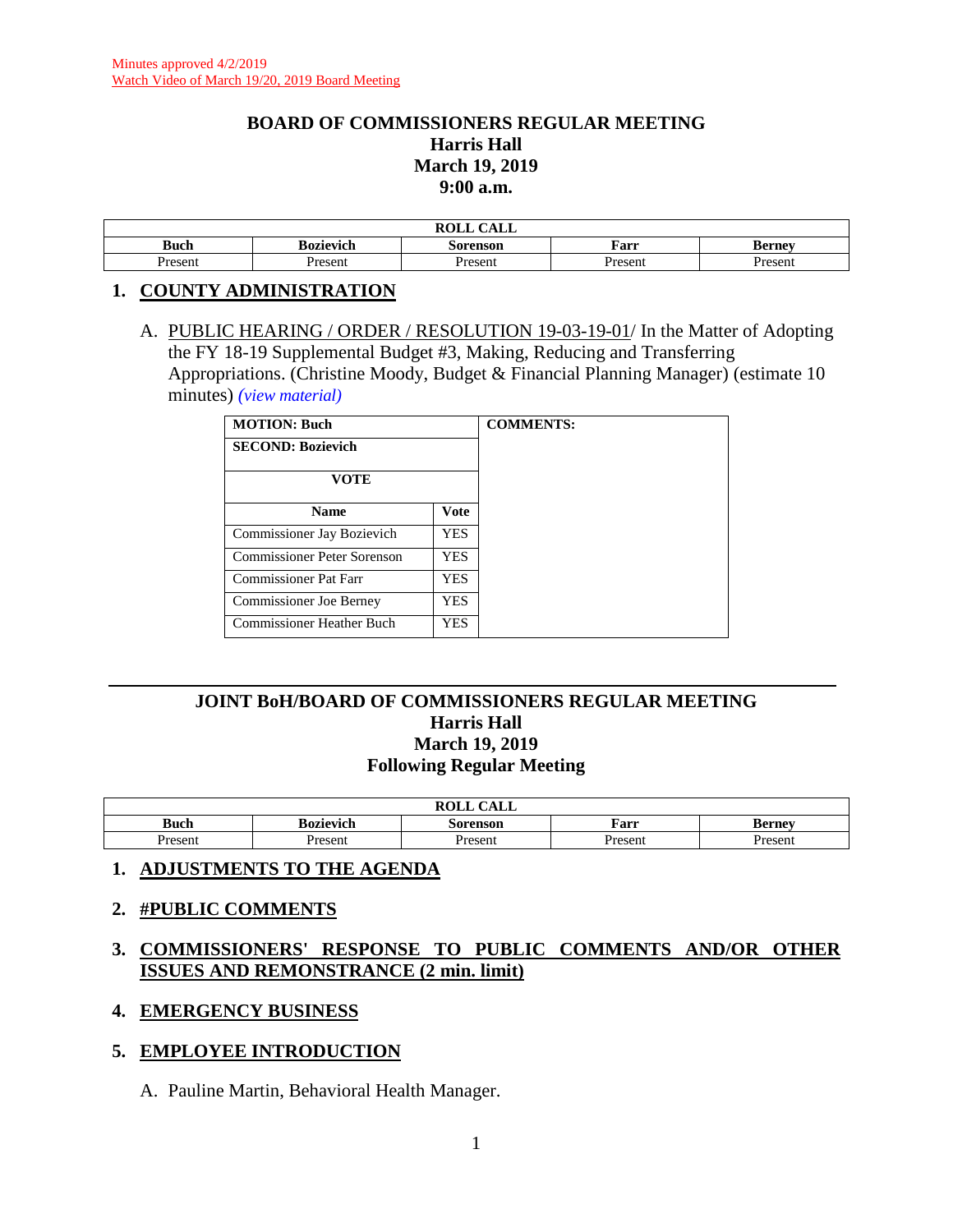Minutes approved 4/2/2019
Watch Video of March 19/20, 2019 Board Meeting

# BOARD OF COMMISSIONERS REGULAR MEETING
## Harris Hall
## March 19, 2019
## 9:00 a.m.

| ROLL CALL | | | | |
|---|---|---|---|---|
| **Buch** | **Bozievich** | **Sorenson** | **Farr** | **Berney** |
| Present | Present | Present | Present | Present |

## 1. COUNTY ADMINISTRATION

A. PUBLIC HEARING / ORDER / RESOLUTION 19-03-19-01/ In the Matter of Adopting the FY 18-19 Supplemental Budget #3, Making, Reducing and Transferring Appropriations. (Christine Moody, Budget & Financial Planning Manager) (estimate 10 minutes) *(view material)*

| MOTION: Buch | | COMMENTS: |
|---|---|---|
| SECOND: Bozievich | | |
| VOTE | | |
| **Name** | **Vote** | |
| Commissioner Jay Bozievich | YES | |
| Commissioner Peter Sorenson | YES | |
| Commissioner Pat Farr | YES | |
| Commissioner Joe Berney | YES | |
| Commissioner Heather Buch | YES | |

---

# JOINT BoH/BOARD OF COMMISSIONERS REGULAR MEETING
## Harris Hall
## March 19, 2019
## Following Regular Meeting

| ROLL CALL | | | | |
|---|---|---|---|---|
| **Buch** | **Bozievich** | **Sorenson** | **Farr** | **Berney** |
| Present | Present | Present | Present | Present |

## 1. ADJUSTMENTS TO THE AGENDA

## 2. #PUBLIC COMMENTS

## 3. COMMISSIONERS' RESPONSE TO PUBLIC COMMENTS AND/OR OTHER ISSUES AND REMONSTRANCE (2 min. limit)

## 4. EMERGENCY BUSINESS

## 5. EMPLOYEE INTRODUCTION

A. Pauline Martin, Behavioral Health Manager.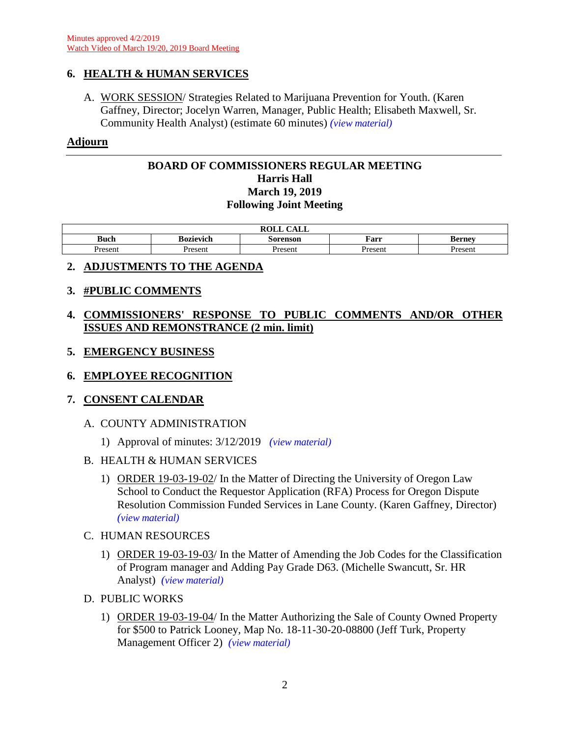Minutes approved 4/2/2019
Watch Video of March 19/20, 2019 Board Meeting

## 6. HEALTH & HUMAN SERVICES

A. WORK SESSION/ Strategies Related to Marijuana Prevention for Youth. (Karen Gaffney, Director; Jocelyn Warren, Manager, Public Health; Elisabeth Maxwell, Sr. Community Health Analyst) (estimate 60 minutes) *(view material)*

## Adjourn

---

## BOARD OF COMMISSIONERS REGULAR MEETING
### Harris Hall
### March 19, 2019
### Following Joint Meeting

| ROLL CALL | | | | |
|---|---|---|---|---|
| **Buch** | **Bozievich** | **Sorenson** | **Farr** | **Berney** |
| Present | Present | Present | Present | Present |

## 2. ADJUSTMENTS TO THE AGENDA

## 3. #PUBLIC COMMENTS

## 4. COMMISSIONERS' RESPONSE TO PUBLIC COMMENTS AND/OR OTHER ISSUES AND REMONSTRANCE (2 min. limit)

## 5. EMERGENCY BUSINESS

## 6. EMPLOYEE RECOGNITION

## 7. CONSENT CALENDAR

A. COUNTY ADMINISTRATION

1) Approval of minutes: 3/12/2019 *(view material)*

B. HEALTH & HUMAN SERVICES

1) ORDER 19-03-19-02/ In the Matter of Directing the University of Oregon Law School to Conduct the Requestor Application (RFA) Process for Oregon Dispute Resolution Commission Funded Services in Lane County. (Karen Gaffney, Director) *(view material)*

C. HUMAN RESOURCES

1) ORDER 19-03-19-03/ In the Matter of Amending the Job Codes for the Classification of Program manager and Adding Pay Grade D63. (Michelle Swancutt, Sr. HR Analyst) *(view material)*

D. PUBLIC WORKS

1) ORDER 19-03-19-04/ In the Matter Authorizing the Sale of County Owned Property for $500 to Patrick Looney, Map No. 18-11-30-20-08800 (Jeff Turk, Property Management Officer 2) *(view material)*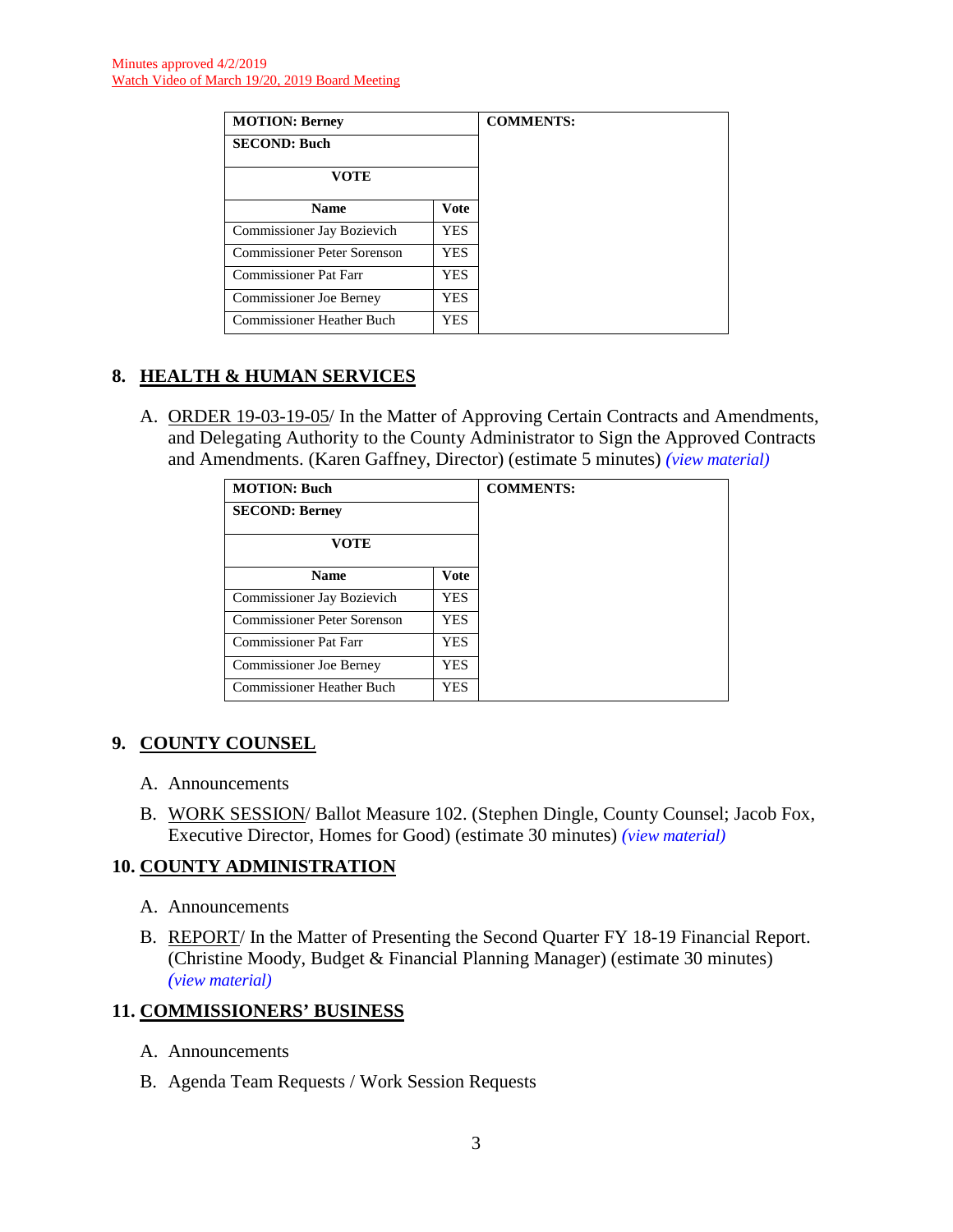Minutes approved 4/2/2019
Watch Video of March 19/20, 2019 Board Meeting

| **MOTION: Berney** | | **COMMENTS:** |
|---|---|---|
| **SECOND: Buch** | | |
| **VOTE** | | |
| **Name** | **Vote** | |
| Commissioner Jay Bozievich | YES | |
| Commissioner Peter Sorenson | YES | |
| Commissioner Pat Farr | YES | |
| Commissioner Joe Berney | YES | |
| Commissioner Heather Buch | YES | |

## 8. HEALTH & HUMAN SERVICES

A. ORDER 19-03-19-05/ In the Matter of Approving Certain Contracts and Amendments, and Delegating Authority to the County Administrator to Sign the Approved Contracts and Amendments. (Karen Gaffney, Director) (estimate 5 minutes) *(view material)*

| **MOTION: Buch** | | **COMMENTS:** |
|---|---|---|
| **SECOND: Berney** | | |
| **VOTE** | | |
| **Name** | **Vote** | |
| Commissioner Jay Bozievich | YES | |
| Commissioner Peter Sorenson | YES | |
| Commissioner Pat Farr | YES | |
| Commissioner Joe Berney | YES | |
| Commissioner Heather Buch | YES | |

## 9. COUNTY COUNSEL

A. Announcements

B. WORK SESSION/ Ballot Measure 102. (Stephen Dingle, County Counsel; Jacob Fox, Executive Director, Homes for Good) (estimate 30 minutes) *(view material)*

## 10. COUNTY ADMINISTRATION

A. Announcements

B. REPORT/ In the Matter of Presenting the Second Quarter FY 18-19 Financial Report. (Christine Moody, Budget & Financial Planning Manager) (estimate 30 minutes) *(view material)*

## 11. COMMISSIONERS' BUSINESS

A. Announcements

B. Agenda Team Requests / Work Session Requests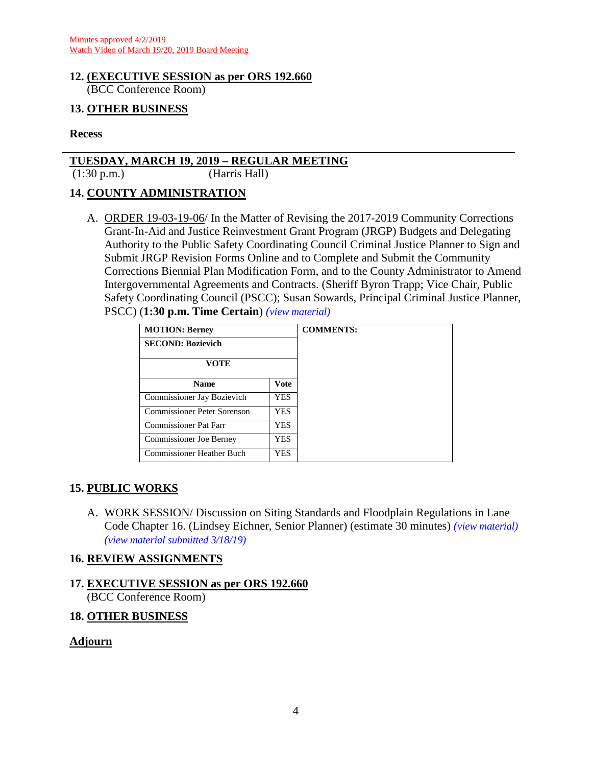Minutes approved 4/2/2019
Watch Video of March 19/20, 2019 Board Meeting

**12. EXECUTIVE SESSION as per ORS 192.660**
(BCC Conference Room)

**13. OTHER BUSINESS**

**Recess**

---

**TUESDAY, MARCH 19, 2019 – REGULAR MEETING**
(1:30 p.m.) (Harris Hall)

**14. COUNTY ADMINISTRATION**

A. ORDER 19-03-19-06/ In the Matter of Revising the 2017-2019 Community Corrections Grant-In-Aid and Justice Reinvestment Grant Program (JRGP) Budgets and Delegating Authority to the Public Safety Coordinating Council Criminal Justice Planner to Sign and Submit JRGP Revision Forms Online and to Complete and Submit the Community Corrections Biennial Plan Modification Form, and to the County Administrator to Amend Intergovernmental Agreements and Contracts. (Sheriff Byron Trapp; Vice Chair, Public Safety Coordinating Council (PSCC); Susan Sowards, Principal Criminal Justice Planner, PSCC) (**1:30 p.m. Time Certain**) *(view material)*

| **MOTION: Berney** | | **COMMENTS:** |
|---|---|---|
| **SECOND: Bozievich** | | |
| **VOTE** | | |
| **Name** | **Vote** | |
| Commissioner Jay Bozievich | YES | |
| Commissioner Peter Sorenson | YES | |
| Commissioner Pat Farr | YES | |
| Commissioner Joe Berney | YES | |
| Commissioner Heather Buch | YES | |

**15. PUBLIC WORKS**

A. WORK SESSION/ Discussion on Siting Standards and Floodplain Regulations in Lane Code Chapter 16. (Lindsey Eichner, Senior Planner) (estimate 30 minutes) *(view material)* *(view material submitted 3/18/19)*

**16. REVIEW ASSIGNMENTS**

**17. EXECUTIVE SESSION as per ORS 192.660**
(BCC Conference Room)

**18. OTHER BUSINESS**

**Adjourn**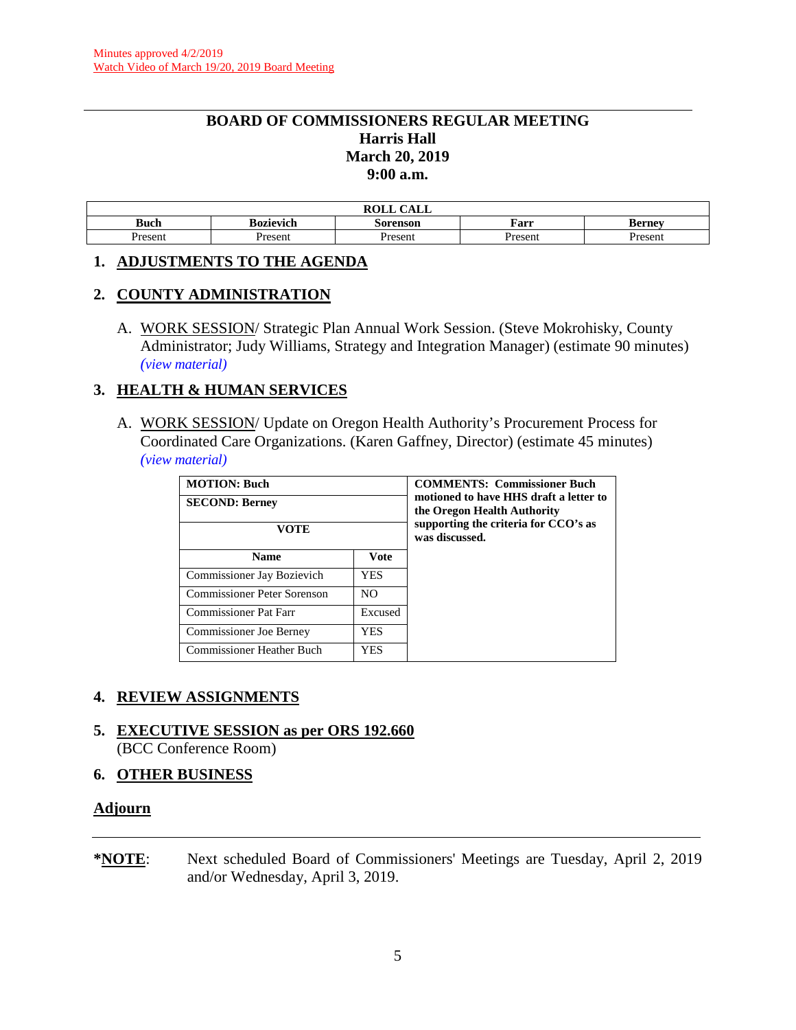Minutes approved 4/2/2019
Watch Video of March 19/20, 2019 Board Meeting

---

**BOARD OF COMMISSIONERS REGULAR MEETING**
**Harris Hall**
**March 20, 2019**
**9:00 a.m.**

| ROLL CALL | | | | |
|---|---|---|---|---|
| **Buch** | **Bozievich** | **Sorenson** | **Farr** | **Berney** |
| Present | Present | Present | Present | Present |

## 1. ADJUSTMENTS TO THE AGENDA

## 2. COUNTY ADMINISTRATION

A. WORK SESSION/ Strategic Plan Annual Work Session. (Steve Mokrohisky, County Administrator; Judy Williams, Strategy and Integration Manager) (estimate 90 minutes) *(view material)*

## 3. HEALTH & HUMAN SERVICES

A. WORK SESSION/ Update on Oregon Health Authority's Procurement Process for Coordinated Care Organizations. (Karen Gaffney, Director) (estimate 45 minutes) *(view material)*

| | | |
|---|---|---|
| **MOTION: Buch** | | **COMMENTS: Commissioner Buch motioned to have HHS draft a letter to the Oregon Health Authority supporting the criteria for CCO's as was discussed.** |
| **SECOND: Berney** | | |
| **VOTE** | | |
| **Name** | **Vote** | |
| Commissioner Jay Bozievich | YES | |
| Commissioner Peter Sorenson | NO | |
| Commissioner Pat Farr | Excused | |
| Commissioner Joe Berney | YES | |
| Commissioner Heather Buch | YES | |

## 4. REVIEW ASSIGNMENTS

## 5. EXECUTIVE SESSION as per ORS 192.660
(BCC Conference Room)

## 6. OTHER BUSINESS

## Adjourn

---

***NOTE**: Next scheduled Board of Commissioners' Meetings are Tuesday, April 2, 2019 and/or Wednesday, April 3, 2019.